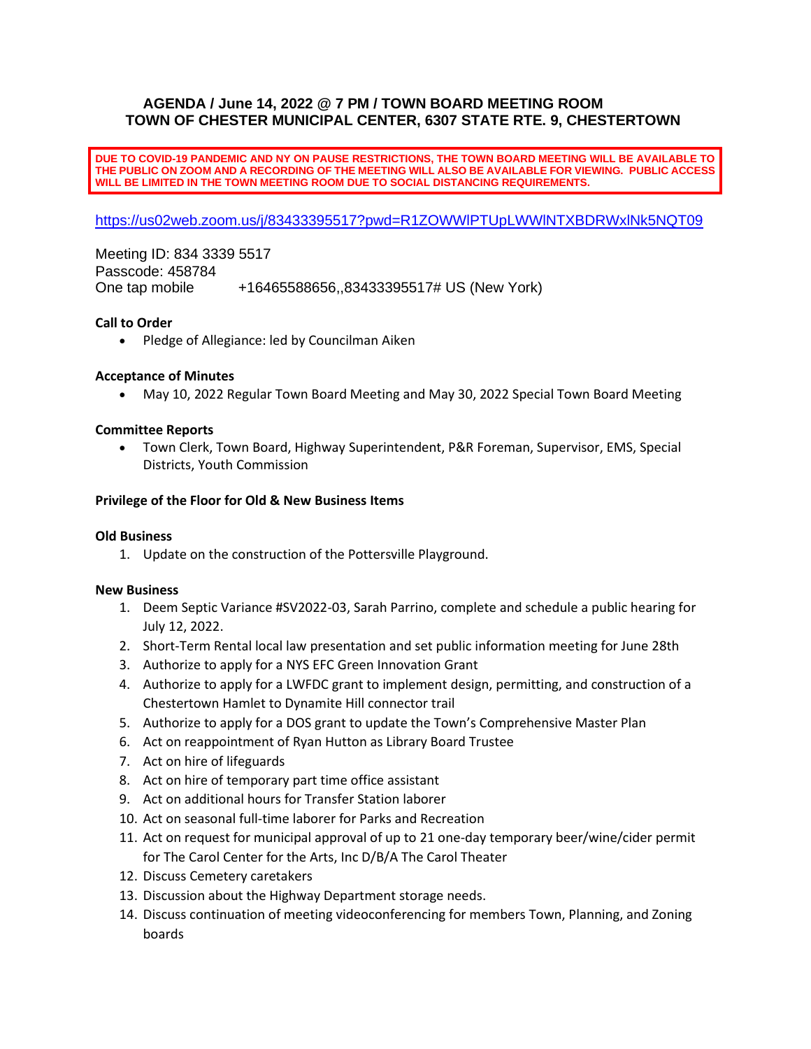# AGENDA / June 14, 2022 @ 7 PM / TOWN BOARD MEETING ROOM
# TOWN OF CHESTER MUNICIPAL CENTER, 6307 STATE RTE. 9, CHESTERTOWN

**DUE TO COVID-19 PANDEMIC AND NY ON PAUSE RESTRICTIONS, THE TOWN BOARD MEETING WILL BE AVAILABLE TO THE PUBLIC ON ZOOM AND A RECORDING OF THE MEETING WILL ALSO BE AVAILABLE FOR VIEWING. PUBLIC ACCESS WILL BE LIMITED IN THE TOWN MEETING ROOM DUE TO SOCIAL DISTANCING REQUIREMENTS.**

https://us02web.zoom.us/j/83433395517?pwd=R1ZOWWlPTUpLWWlNTXBDRWxlNk5NQT09

Meeting ID: 834 3339 5517
Passcode: 458784
One tap mobile +16465588656,,83433395517# US (New York)

**Call to Order**

- Pledge of Allegiance: led by Councilman Aiken

**Acceptance of Minutes**

- May 10, 2022 Regular Town Board Meeting and May 30, 2022 Special Town Board Meeting

**Committee Reports**

- Town Clerk, Town Board, Highway Superintendent, P&R Foreman, Supervisor, EMS, Special Districts, Youth Commission

**Privilege of the Floor for Old & New Business Items**

**Old Business**

1. Update on the construction of the Pottersville Playground.

**New Business**

1. Deem Septic Variance #SV2022-03, Sarah Parrino, complete and schedule a public hearing for July 12, 2022.
2. Short-Term Rental local law presentation and set public information meeting for June 28th
3. Authorize to apply for a NYS EFC Green Innovation Grant
4. Authorize to apply for a LWFDC grant to implement design, permitting, and construction of a Chestertown Hamlet to Dynamite Hill connector trail
5. Authorize to apply for a DOS grant to update the Town's Comprehensive Master Plan
6. Act on reappointment of Ryan Hutton as Library Board Trustee
7. Act on hire of lifeguards
8. Act on hire of temporary part time office assistant
9. Act on additional hours for Transfer Station laborer
10. Act on seasonal full-time laborer for Parks and Recreation
11. Act on request for municipal approval of up to 21 one-day temporary beer/wine/cider permit for The Carol Center for the Arts, Inc D/B/A The Carol Theater
12. Discuss Cemetery caretakers
13. Discussion about the Highway Department storage needs.
14. Discuss continuation of meeting videoconferencing for members Town, Planning, and Zoning boards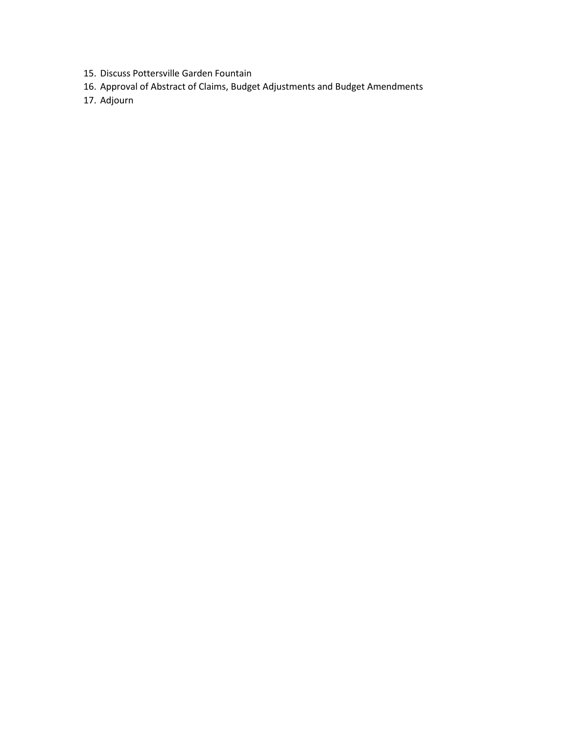15. Discuss Pottersville Garden Fountain
16. Approval of Abstract of Claims, Budget Adjustments and Budget Amendments
17. Adjourn